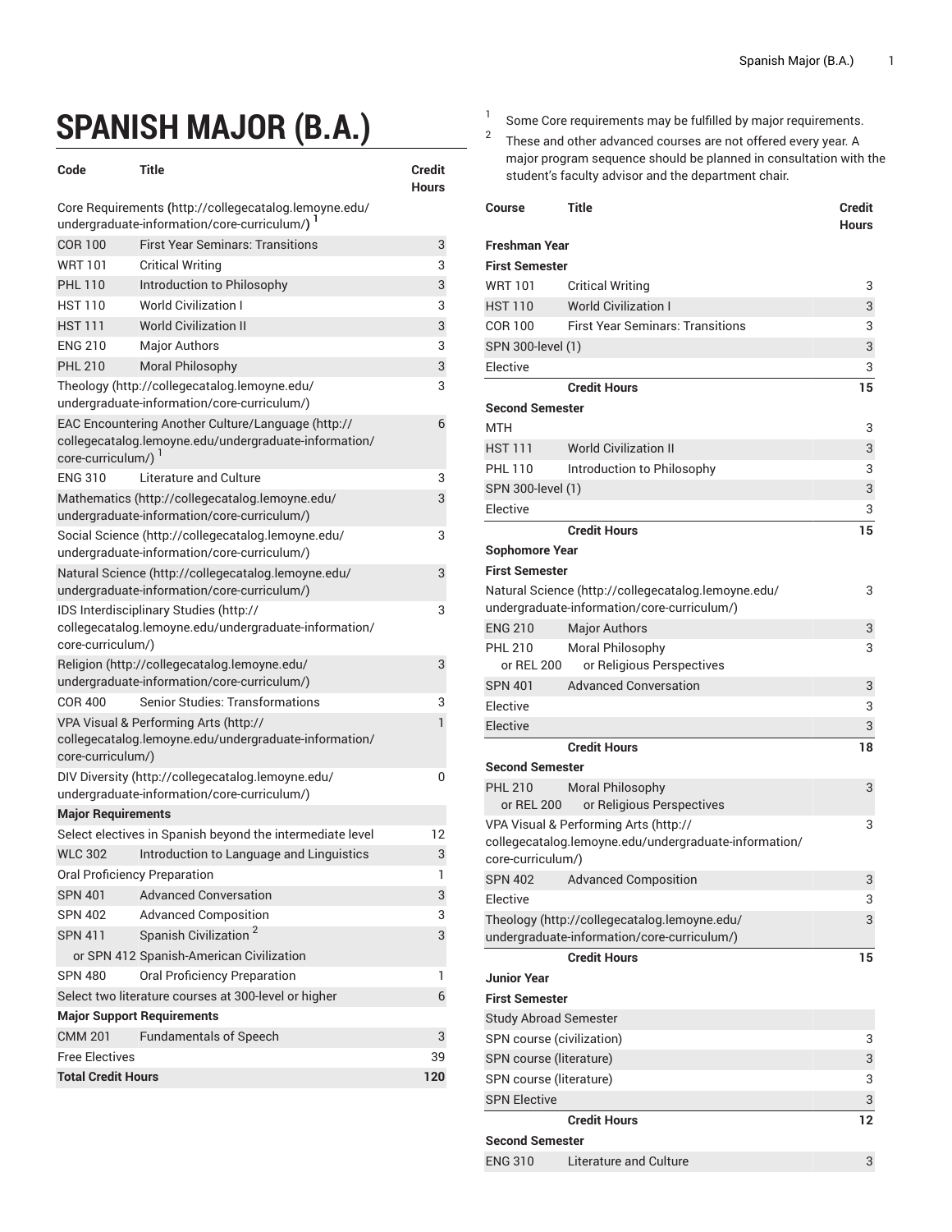# SPANISH MAJOR (B.A.)

| Code | Title | Credit Hours |
|---|---|---|
| Core Requirements (http://collegecatalog.lemoyne.edu/undergraduate-information/core-curriculum/) [1] | | |
| COR 100 | First Year Seminars: Transitions | 3 |
| WRT 101 | Critical Writing | 3 |
| PHL 110 | Introduction to Philosophy | 3 |
| HST 110 | World Civilization I | 3 |
| HST 111 | World Civilization II | 3 |
| ENG 210 | Major Authors | 3 |
| PHL 210 | Moral Philosophy | 3 |
| Theology (http://collegecatalog.lemoyne.edu/undergraduate-information/core-curriculum/) | | 3 |
| EAC Encountering Another Culture/Language (http://collegecatalog.lemoyne.edu/undergraduate-information/core-curriculum/) [1] | | 6 |
| ENG 310 | Literature and Culture | 3 |
| Mathematics (http://collegecatalog.lemoyne.edu/undergraduate-information/core-curriculum/) | | 3 |
| Social Science (http://collegecatalog.lemoyne.edu/undergraduate-information/core-curriculum/) | | 3 |
| Natural Science (http://collegecatalog.lemoyne.edu/undergraduate-information/core-curriculum/) | | 3 |
| IDS Interdisciplinary Studies (http://collegecatalog.lemoyne.edu/undergraduate-information/core-curriculum/) | | 3 |
| Religion (http://collegecatalog.lemoyne.edu/undergraduate-information/core-curriculum/) | | 3 |
| COR 400 | Senior Studies: Transformations | 3 |
| VPA Visual & Performing Arts (http://collegecatalog.lemoyne.edu/undergraduate-information/core-curriculum/) | | 1 |
| DIV Diversity (http://collegecatalog.lemoyne.edu/undergraduate-information/core-curriculum/) | | 0 |
| **Major Requirements** | | |
| Select electives in Spanish beyond the intermediate level | | 12 |
| WLC 302 | Introduction to Language and Linguistics | 3 |
| Oral Proficiency Preparation | | 1 |
| SPN 401 | Advanced Conversation | 3 |
| SPN 402 | Advanced Composition | 3 |
| SPN 411 | Spanish Civilization [2] | 3 |
| or SPN 412 | Spanish-American Civilization | |
| SPN 480 | Oral Proficiency Preparation | 1 |
| Select two literature courses at 300-level or higher | | 6 |
| **Major Support Requirements** | | |
| CMM 201 | Fundamentals of Speech | 3 |
| Free Electives | | 39 |
| **Total Credit Hours** | | **120** |

1. Some Core requirements may be fulfilled by major requirements.
2. These and other advanced courses are not offered every year. A major program sequence should be planned in consultation with the student's faculty advisor and the department chair.

| Course | Title | Credit Hours |
|---|---|---|
| **Freshman Year** | | |
| **First Semester** | | |
| WRT 101 | Critical Writing | 3 |
| HST 110 | World Civilization I | 3 |
| COR 100 | First Year Seminars: Transitions | 3 |
| SPN 300-level (1) | | 3 |
| Elective | | 3 |
| | **Credit Hours** | **15** |
| **Second Semester** | | |
| MTH | | 3 |
| HST 111 | World Civilization II | 3 |
| PHL 110 | Introduction to Philosophy | 3 |
| SPN 300-level (1) | | 3 |
| Elective | | 3 |
| | **Credit Hours** | **15** |
| **Sophomore Year** | | |
| **First Semester** | | |
| Natural Science (http://collegecatalog.lemoyne.edu/undergraduate-information/core-curriculum/) | | 3 |
| ENG 210 | Major Authors | 3 |
| PHL 210 or REL 200 | Moral Philosophy or Religious Perspectives | 3 |
| SPN 401 | Advanced Conversation | 3 |
| Elective | | 3 |
| Elective | | 3 |
| | **Credit Hours** | **18** |
| **Second Semester** | | |
| PHL 210 or REL 200 | Moral Philosophy or Religious Perspectives | 3 |
| VPA Visual & Performing Arts (http://collegecatalog.lemoyne.edu/undergraduate-information/core-curriculum/) | | 3 |
| SPN 402 | Advanced Composition | 3 |
| Elective | | 3 |
| Theology (http://collegecatalog.lemoyne.edu/undergraduate-information/core-curriculum/) | | 3 |
| | **Credit Hours** | **15** |
| **Junior Year** | | |
| **First Semester** | | |
| Study Abroad Semester | | |
| SPN course (civilization) | | 3 |
| SPN course (literature) | | 3 |
| SPN course (literature) | | 3 |
| SPN Elective | | 3 |
| | **Credit Hours** | **12** |
| **Second Semester** | | |
| ENG 310 | Literature and Culture | 3 |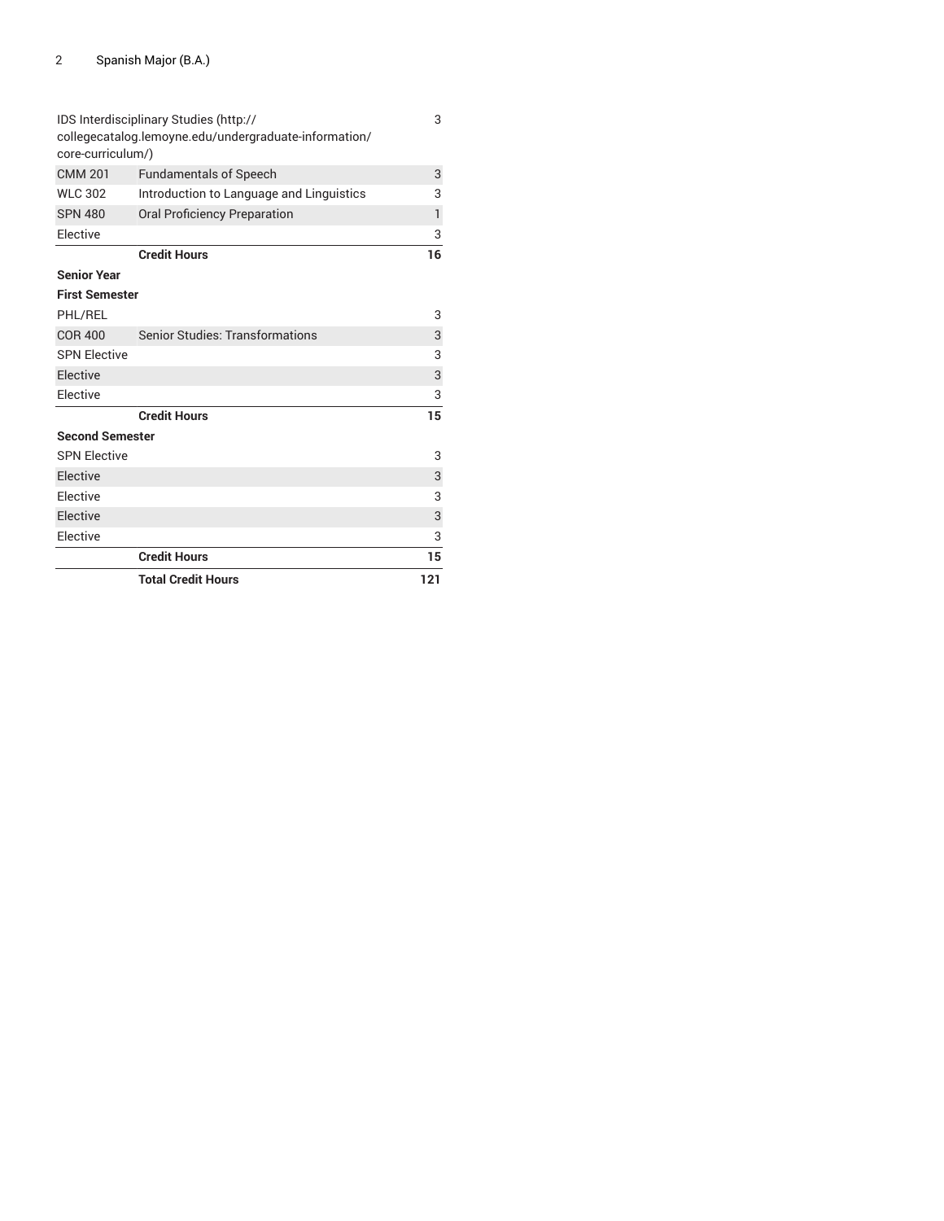| | | |
|---|---|---|
| IDS Interdisciplinary Studies (http://collegecatalog.lemoyne.edu/undergraduate-information/core-curriculum/) | | 3 |
| CMM 201 | Fundamentals of Speech | 3 |
| WLC 302 | Introduction to Language and Linguistics | 3 |
| SPN 480 | Oral Proficiency Preparation | 1 |
| Elective | | 3 |
| | **Credit Hours** | **16** |
| **Senior Year** | | |
| **First Semester** | | |
| PHL/REL | | 3 |
| COR 400 | Senior Studies: Transformations | 3 |
| SPN Elective | | 3 |
| Elective | | 3 |
| Elective | | 3 |
| | **Credit Hours** | **15** |
| **Second Semester** | | |
| SPN Elective | | 3 |
| Elective | | 3 |
| Elective | | 3 |
| Elective | | 3 |
| Elective | | 3 |
| | **Credit Hours** | **15** |
| | **Total Credit Hours** | **121** |